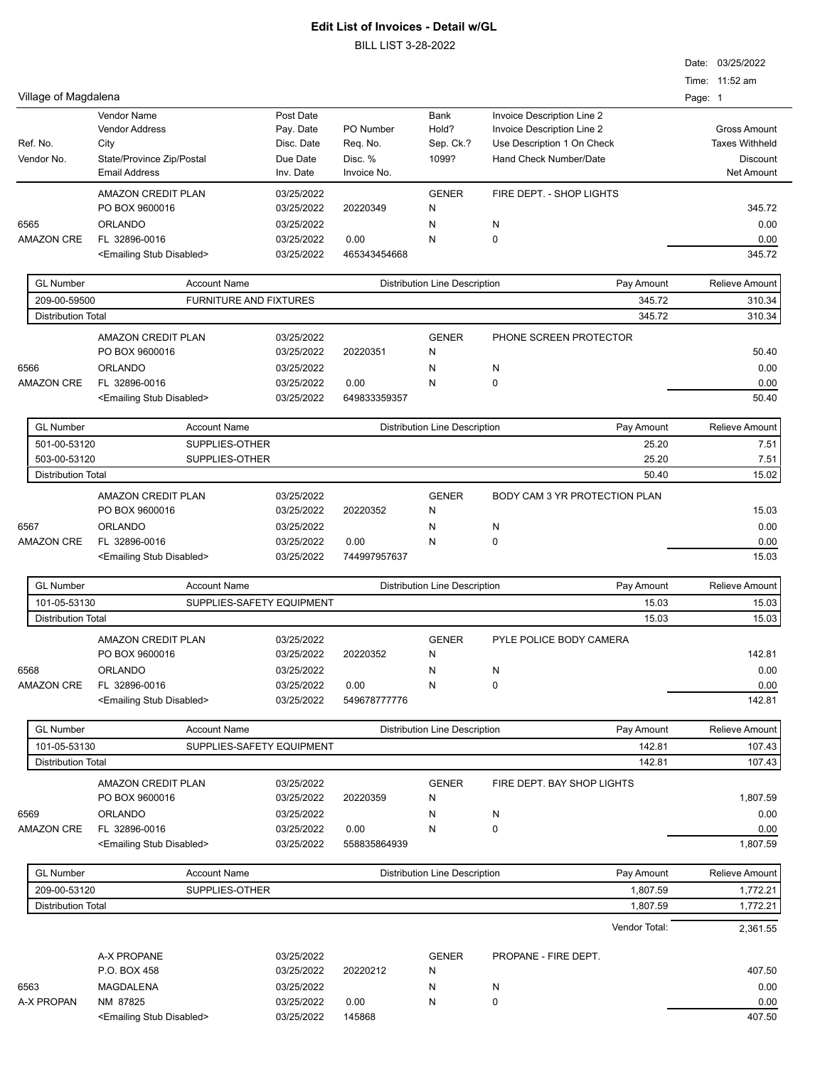# Edit List of Invoices - Detail w/GL

BILL LIST 3-28-2022

Date: 03/25/2022
Time: 11:52 am

Village of Magdalena

| Ref. No. / Vendor No. | Vendor Name / Vendor Address / City / State/Province Zip/Postal / Email Address | Post Date / Pay. Date / Disc. Date / Due Date / Inv. Date | PO Number / Req. No. / Disc. % / Invoice No. | Bank / Hold? / Sep. Ck.? / 1099? | Invoice Description Line 2 / Invoice Description Line 2 / Use Description 1 On Check / Hand Check Number/Date | Gross Amount / Taxes Withheld / Discount / Net Amount |
|---|---|---|---|---|---|---|

## AMAZON CREDIT PLAN — Ref. No. 6565

| | | | | | | |
|---|---|---|---|---|---|---|
| | AMAZON CREDIT PLAN | 03/25/2022 | | GENER | FIRE DEPT. - SHOP LIGHTS | |
| | PO BOX 9600016 | 03/25/2022 | 20220349 | N | | 345.72 |
| 6565 | ORLANDO | 03/25/2022 | | N | N | 0.00 |
| AMAZON CRE | FL 32896-0016 | 03/25/2022 | 0.00 | N | 0 | 0.00 |
| | <Emailing Stub Disabled> | 03/25/2022 | 465343454668 | | | 345.72 |

| GL Number | Account Name | Distribution Line Description | Pay Amount | Relieve Amount |
|---|---|---|---|---|
| 209-00-59500 | FURNITURE AND FIXTURES | | 345.72 | 310.34 |
| Distribution Total | | | 345.72 | 310.34 |

## AMAZON CREDIT PLAN — Ref. No. 6566

| | | | | | | |
|---|---|---|---|---|---|---|
| | AMAZON CREDIT PLAN | 03/25/2022 | | GENER | PHONE SCREEN PROTECTOR | |
| | PO BOX 9600016 | 03/25/2022 | 20220351 | N | | 50.40 |
| 6566 | ORLANDO | 03/25/2022 | | N | N | 0.00 |
| AMAZON CRE | FL 32896-0016 | 03/25/2022 | 0.00 | N | 0 | 0.00 |
| | <Emailing Stub Disabled> | 03/25/2022 | 649833359357 | | | 50.40 |

| GL Number | Account Name | Distribution Line Description | Pay Amount | Relieve Amount |
|---|---|---|---|---|
| 501-00-53120 | SUPPLIES-OTHER | | 25.20 | 7.51 |
| 503-00-53120 | SUPPLIES-OTHER | | 25.20 | 7.51 |
| Distribution Total | | | 50.40 | 15.02 |

## AMAZON CREDIT PLAN — Ref. No. 6567

| | | | | | | |
|---|---|---|---|---|---|---|
| | AMAZON CREDIT PLAN | 03/25/2022 | | GENER | BODY CAM 3 YR PROTECTION PLAN | |
| | PO BOX 9600016 | 03/25/2022 | 20220352 | N | | 15.03 |
| 6567 | ORLANDO | 03/25/2022 | | N | N | 0.00 |
| AMAZON CRE | FL 32896-0016 | 03/25/2022 | 0.00 | N | 0 | 0.00 |
| | <Emailing Stub Disabled> | 03/25/2022 | 744997957637 | | | 15.03 |

| GL Number | Account Name | Distribution Line Description | Pay Amount | Relieve Amount |
|---|---|---|---|---|
| 101-05-53130 | SUPPLIES-SAFETY EQUIPMENT | | 15.03 | 15.03 |
| Distribution Total | | | 15.03 | 15.03 |

## AMAZON CREDIT PLAN — Ref. No. 6568

| | | | | | | |
|---|---|---|---|---|---|---|
| | AMAZON CREDIT PLAN | 03/25/2022 | | GENER | PYLE POLICE BODY CAMERA | |
| | PO BOX 9600016 | 03/25/2022 | 20220352 | N | | 142.81 |
| 6568 | ORLANDO | 03/25/2022 | | N | N | 0.00 |
| AMAZON CRE | FL 32896-0016 | 03/25/2022 | 0.00 | N | 0 | 0.00 |
| | <Emailing Stub Disabled> | 03/25/2022 | 549678777776 | | | 142.81 |

| GL Number | Account Name | Distribution Line Description | Pay Amount | Relieve Amount |
|---|---|---|---|---|
| 101-05-53130 | SUPPLIES-SAFETY EQUIPMENT | | 142.81 | 107.43 |
| Distribution Total | | | 142.81 | 107.43 |

## AMAZON CREDIT PLAN — Ref. No. 6569

| | | | | | | |
|---|---|---|---|---|---|---|
| | AMAZON CREDIT PLAN | 03/25/2022 | | GENER | FIRE DEPT. BAY SHOP LIGHTS | |
| | PO BOX 9600016 | 03/25/2022 | 20220359 | N | | 1,807.59 |
| 6569 | ORLANDO | 03/25/2022 | | N | N | 0.00 |
| AMAZON CRE | FL 32896-0016 | 03/25/2022 | 0.00 | N | 0 | 0.00 |
| | <Emailing Stub Disabled> | 03/25/2022 | 558835864939 | | | 1,807.59 |

| GL Number | Account Name | Distribution Line Description | Pay Amount | Relieve Amount |
|---|---|---|---|---|
| 209-00-53120 | SUPPLIES-OTHER | | 1,807.59 | 1,772.21 |
| Distribution Total | | | 1,807.59 | 1,772.21 |

**Vendor Total: 2,361.55**

## A-X PROPANE — Ref. No. 6563

| | | | | | | |
|---|---|---|---|---|---|---|
| | A-X PROPANE | 03/25/2022 | | GENER | PROPANE - FIRE DEPT. | |
| | P.O. BOX 458 | 03/25/2022 | 20220212 | N | | 407.50 |
| 6563 | MAGDALENA | 03/25/2022 | | N | N | 0.00 |
| A-X PROPAN | NM 87825 | 03/25/2022 | 0.00 | N | 0 | 0.00 |
| | <Emailing Stub Disabled> | 03/25/2022 | 145868 | | | 407.50 |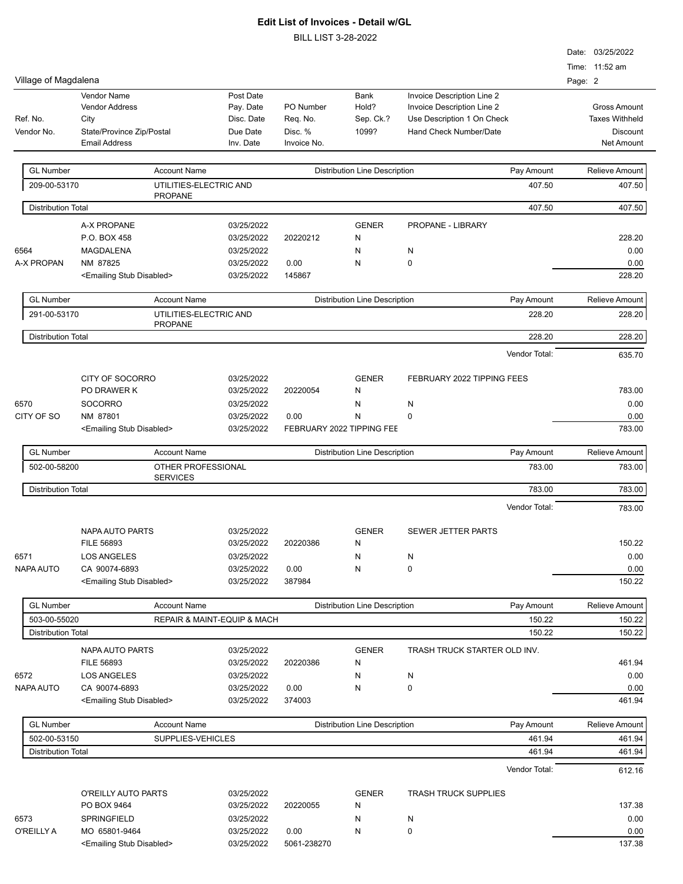# Edit List of Invoices - Detail w/GL

BILL LIST 3-28-2022

Village of Magdalena

Date: 03/25/2022
Time: 11:52 am

| Ref. No. / Vendor No. | Vendor Name / Vendor Address / City / State/Province Zip/Postal / Email Address | Post Date / Pay. Date / Disc. Date / Due Date / Inv. Date | PO Number / Req. No. / Disc. % / Invoice No. | Bank / Hold? / Sep. Ck.? / 1099? | Invoice Description Line 2 / Invoice Description Line 2 / Use Description 1 On Check / Hand Check Number/Date | Gross Amount / Taxes Withheld / Discount / Net Amount |
|---|---|---|---|---|---|---|

| GL Number | Account Name | Distribution Line Description | Pay Amount | Relieve Amount |
|---|---|---|---|---|
| 209-00-53170 | UTILITIES-ELECTRIC AND PROPANE | | 407.50 | 407.50 |
| Distribution Total | | | 407.50 | 407.50 |

| | | | | | | |
|---|---|---|---|---|---|---|
| | A-X PROPANE | 03/25/2022 | | GENER | PROPANE - LIBRARY | |
| | P.O. BOX 458 | 03/25/2022 | 20220212 | N | | 228.20 |
| 6564 | MAGDALENA | 03/25/2022 | | N | N | 0.00 |
| A-X PROPAN | NM 87825 | 03/25/2022 | 0.00 | N | 0 | 0.00 |
| | <Emailing Stub Disabled> | 03/25/2022 | 145867 | | | 228.20 |

| GL Number | Account Name | Distribution Line Description | Pay Amount | Relieve Amount |
|---|---|---|---|---|
| 291-00-53170 | UTILITIES-ELECTRIC AND PROPANE | | 228.20 | 228.20 |
| Distribution Total | | | 228.20 | 228.20 |

Vendor Total: 635.70

| | | | | | | |
|---|---|---|---|---|---|---|
| | CITY OF SOCORRO | 03/25/2022 | | GENER | FEBRUARY 2022 TIPPING FEES | |
| | PO DRAWER K | 03/25/2022 | 20220054 | N | | 783.00 |
| 6570 | SOCORRO | 03/25/2022 | | N | N | 0.00 |
| CITY OF SO | NM 87801 | 03/25/2022 | 0.00 | N | 0 | 0.00 |
| | <Emailing Stub Disabled> | 03/25/2022 | FEBRUARY 2022 TIPPING FEE | | | 783.00 |

| GL Number | Account Name | Distribution Line Description | Pay Amount | Relieve Amount |
|---|---|---|---|---|
| 502-00-58200 | OTHER PROFESSIONAL SERVICES | | 783.00 | 783.00 |
| Distribution Total | | | 783.00 | 783.00 |

Vendor Total: 783.00

| | | | | | | |
|---|---|---|---|---|---|---|
| | NAPA AUTO PARTS | 03/25/2022 | | GENER | SEWER JETTER PARTS | |
| | FILE 56893 | 03/25/2022 | 20220386 | N | | 150.22 |
| 6571 | LOS ANGELES | 03/25/2022 | | N | N | 0.00 |
| NAPA AUTO | CA 90074-6893 | 03/25/2022 | 0.00 | N | 0 | 0.00 |
| | <Emailing Stub Disabled> | 03/25/2022 | 387984 | | | 150.22 |

| GL Number | Account Name | Distribution Line Description | Pay Amount | Relieve Amount |
|---|---|---|---|---|
| 503-00-55020 | REPAIR & MAINT-EQUIP & MACH | | 150.22 | 150.22 |
| Distribution Total | | | 150.22 | 150.22 |

| | | | | | | |
|---|---|---|---|---|---|---|
| | NAPA AUTO PARTS | 03/25/2022 | | GENER | TRASH TRUCK STARTER OLD INV. | |
| | FILE 56893 | 03/25/2022 | 20220386 | N | | 461.94 |
| 6572 | LOS ANGELES | 03/25/2022 | | N | N | 0.00 |
| NAPA AUTO | CA 90074-6893 | 03/25/2022 | 0.00 | N | 0 | 0.00 |
| | <Emailing Stub Disabled> | 03/25/2022 | 374003 | | | 461.94 |

| GL Number | Account Name | Distribution Line Description | Pay Amount | Relieve Amount |
|---|---|---|---|---|
| 502-00-53150 | SUPPLIES-VEHICLES | | 461.94 | 461.94 |
| Distribution Total | | | 461.94 | 461.94 |

Vendor Total: 612.16

| | | | | | | |
|---|---|---|---|---|---|---|
| | O'REILLY AUTO PARTS | 03/25/2022 | | GENER | TRASH TRUCK SUPPLIES | |
| | PO BOX 9464 | 03/25/2022 | 20220055 | N | | 137.38 |
| 6573 | SPRINGFIELD | 03/25/2022 | | N | N | 0.00 |
| O'REILLY A | MO 65801-9464 | 03/25/2022 | 0.00 | N | 0 | 0.00 |
| | <Emailing Stub Disabled> | 03/25/2022 | 5061-238270 | | | 137.38 |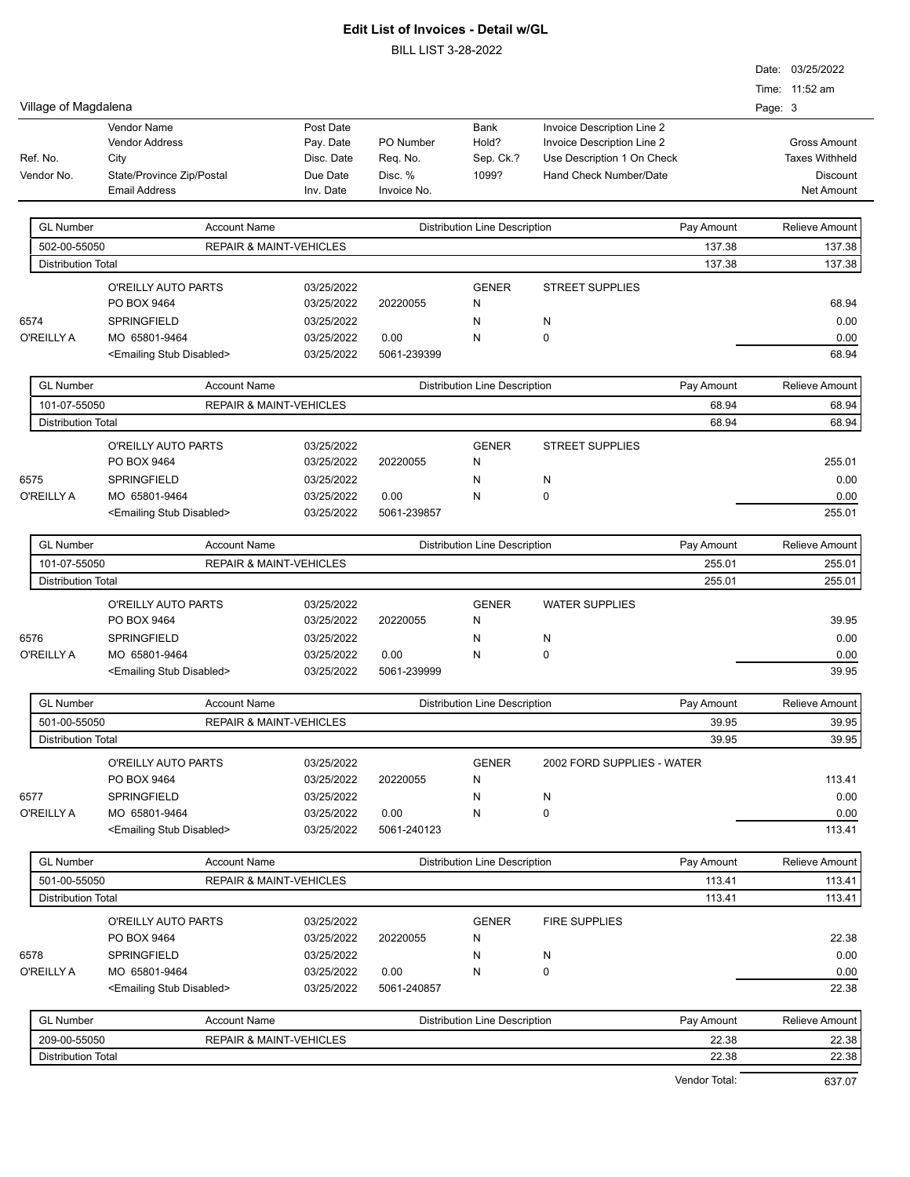# Edit List of Invoices - Detail w/GL

BILL LIST 3-28-2022

Village of Magdalena

Date: 03/25/2022
Time: 11:52 am

| Ref. No. / Vendor No. | Vendor Name / Vendor Address / City / State/Province Zip/Postal / Email Address | Post Date / Pay. Date / Disc. Date / Due Date / Inv. Date | PO Number / Req. No. / Disc. % / Invoice No. | Bank / Hold? / Sep. Ck.? / 1099? | Invoice Description Line 2 / Invoice Description Line 2 / Use Description 1 On Check / Hand Check Number/Date | Gross Amount / Taxes Withheld / Discount / Net Amount |
|---|---|---|---|---|---|---|

| GL Number | Account Name | Distribution Line Description | Pay Amount | Relieve Amount |
|---|---|---|---|---|
| 502-00-55050 | REPAIR & MAINT-VEHICLES | | 137.38 | 137.38 |
| Distribution Total | | | 137.38 | 137.38 |

| Ref. No. | Vendor | Dates | PO / Disc. / Invoice | Bank / Hold / Sep / 1099 | Description | Amounts |
|---|---|---|---|---|---|---|
| | O'REILLY AUTO PARTS | 03/25/2022 | | GENER | STREET SUPPLIES | |
| | PO BOX 9464 | 03/25/2022 | 20220055 | N | | 68.94 |
| 6574 | SPRINGFIELD | 03/25/2022 | | N | N | 0.00 |
| O'REILLY A | MO 65801-9464 | 03/25/2022 | 0.00 | N | 0 | 0.00 |
| | <Emailing Stub Disabled> | 03/25/2022 | 5061-239399 | | | 68.94 |

| GL Number | Account Name | Distribution Line Description | Pay Amount | Relieve Amount |
|---|---|---|---|---|
| 101-07-55050 | REPAIR & MAINT-VEHICLES | | 68.94 | 68.94 |
| Distribution Total | | | 68.94 | 68.94 |

| Ref. No. | Vendor | Dates | PO / Disc. / Invoice | Bank / Hold / Sep / 1099 | Description | Amounts |
|---|---|---|---|---|---|---|
| | O'REILLY AUTO PARTS | 03/25/2022 | | GENER | STREET SUPPLIES | |
| | PO BOX 9464 | 03/25/2022 | 20220055 | N | | 255.01 |
| 6575 | SPRINGFIELD | 03/25/2022 | | N | N | 0.00 |
| O'REILLY A | MO 65801-9464 | 03/25/2022 | 0.00 | N | 0 | 0.00 |
| | <Emailing Stub Disabled> | 03/25/2022 | 5061-239857 | | | 255.01 |

| GL Number | Account Name | Distribution Line Description | Pay Amount | Relieve Amount |
|---|---|---|---|---|
| 101-07-55050 | REPAIR & MAINT-VEHICLES | | 255.01 | 255.01 |
| Distribution Total | | | 255.01 | 255.01 |

| Ref. No. | Vendor | Dates | PO / Disc. / Invoice | Bank / Hold / Sep / 1099 | Description | Amounts |
|---|---|---|---|---|---|---|
| | O'REILLY AUTO PARTS | 03/25/2022 | | GENER | WATER SUPPLIES | |
| | PO BOX 9464 | 03/25/2022 | 20220055 | N | | 39.95 |
| 6576 | SPRINGFIELD | 03/25/2022 | | N | N | 0.00 |
| O'REILLY A | MO 65801-9464 | 03/25/2022 | 0.00 | N | 0 | 0.00 |
| | <Emailing Stub Disabled> | 03/25/2022 | 5061-239999 | | | 39.95 |

| GL Number | Account Name | Distribution Line Description | Pay Amount | Relieve Amount |
|---|---|---|---|---|
| 501-00-55050 | REPAIR & MAINT-VEHICLES | | 39.95 | 39.95 |
| Distribution Total | | | 39.95 | 39.95 |

| Ref. No. | Vendor | Dates | PO / Disc. / Invoice | Bank / Hold / Sep / 1099 | Description | Amounts |
|---|---|---|---|---|---|---|
| | O'REILLY AUTO PARTS | 03/25/2022 | | GENER | 2002 FORD SUPPLIES - WATER | |
| | PO BOX 9464 | 03/25/2022 | 20220055 | N | | 113.41 |
| 6577 | SPRINGFIELD | 03/25/2022 | | N | N | 0.00 |
| O'REILLY A | MO 65801-9464 | 03/25/2022 | 0.00 | N | 0 | 0.00 |
| | <Emailing Stub Disabled> | 03/25/2022 | 5061-240123 | | | 113.41 |

| GL Number | Account Name | Distribution Line Description | Pay Amount | Relieve Amount |
|---|---|---|---|---|
| 501-00-55050 | REPAIR & MAINT-VEHICLES | | 113.41 | 113.41 |
| Distribution Total | | | 113.41 | 113.41 |

| Ref. No. | Vendor | Dates | PO / Disc. / Invoice | Bank / Hold / Sep / 1099 | Description | Amounts |
|---|---|---|---|---|---|---|
| | O'REILLY AUTO PARTS | 03/25/2022 | | GENER | FIRE SUPPLIES | |
| | PO BOX 9464 | 03/25/2022 | 20220055 | N | | 22.38 |
| 6578 | SPRINGFIELD | 03/25/2022 | | N | N | 0.00 |
| O'REILLY A | MO 65801-9464 | 03/25/2022 | 0.00 | N | 0 | 0.00 |
| | <Emailing Stub Disabled> | 03/25/2022 | 5061-240857 | | | 22.38 |

| GL Number | Account Name | Distribution Line Description | Pay Amount | Relieve Amount |
|---|---|---|---|---|
| 209-00-55050 | REPAIR & MAINT-VEHICLES | | 22.38 | 22.38 |
| Distribution Total | | | 22.38 | 22.38 |

Vendor Total: 637.07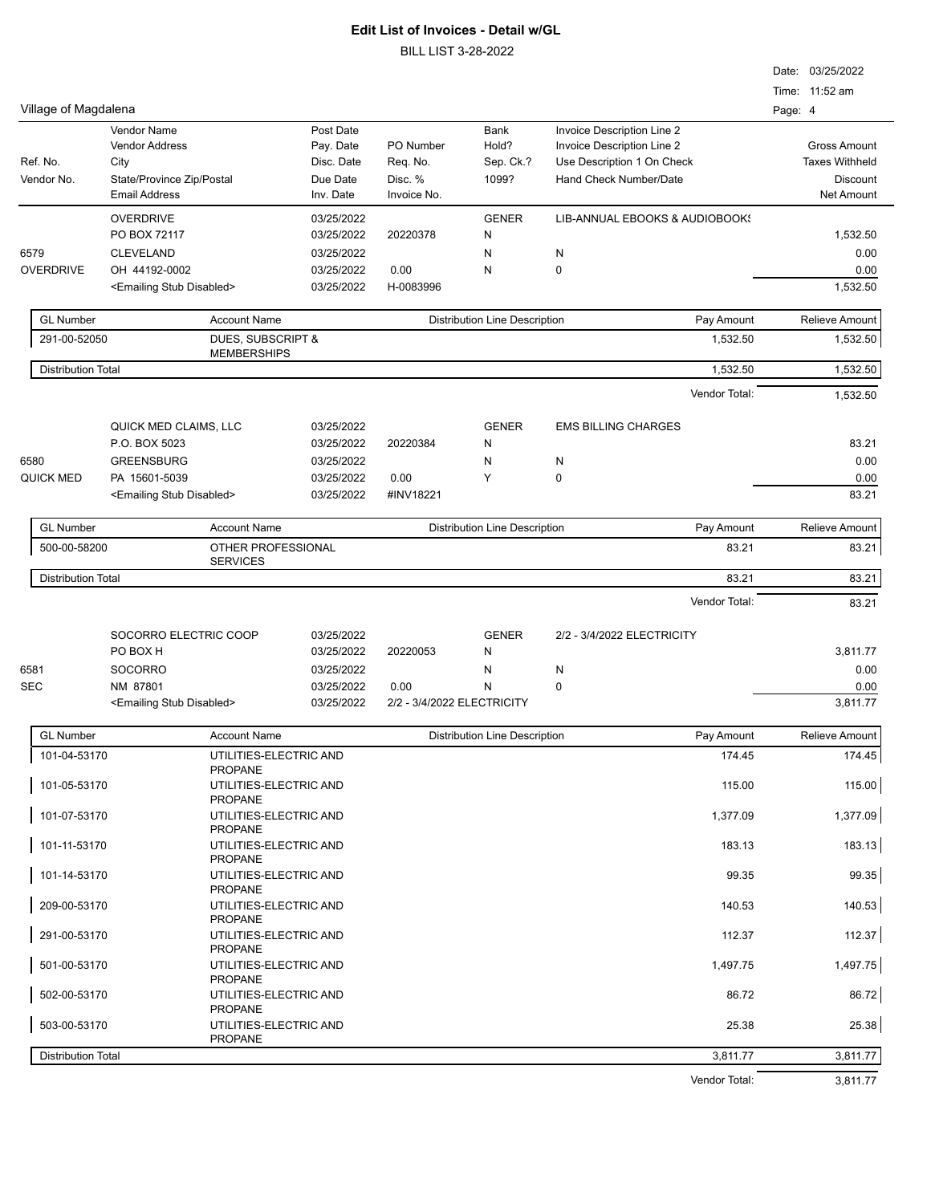# Edit List of Invoices - Detail w/GL

BILL LIST 3-28-2022

Date: 03/25/2022
Time: 11:52 am

Village of Magdalena

| Ref. No. / Vendor No. | Vendor Name / Vendor Address / City / State/Province Zip/Postal / Email Address | Post Date / Pay. Date / Disc. Date / Due Date / Inv. Date | PO Number / Req. No. / Disc. % / Invoice No. | Bank / Hold? / Sep. Ck.? / 1099? | Invoice Description Line 2 / Invoice Description Line 2 / Use Description 1 On Check / Hand Check Number/Date | Gross Amount / Taxes Withheld / Discount / Net Amount |
|---|---|---|---|---|---|---|
| | OVERDRIVE | 03/25/2022 | | GENER | LIB-ANNUAL EBOOKS & AUDIOBOOKS | |
| | PO BOX 72117 | 03/25/2022 | 20220378 | N | | 1,532.50 |
| 6579 | CLEVELAND | 03/25/2022 | | N | N | 0.00 |
| OVERDRIVE | OH 44192-0002 | 03/25/2022 | 0.00 | N | 0 | 0.00 |
| | <Emailing Stub Disabled> | 03/25/2022 | H-0083996 | | | 1,532.50 |

| GL Number | Account Name | Distribution Line Description | Pay Amount | Relieve Amount |
|---|---|---|---|---|
| 291-00-52050 | DUES, SUBSCRIPT & MEMBERSHIPS | | 1,532.50 | 1,532.50 |
| Distribution Total | | | 1,532.50 | 1,532.50 |
| | | | Vendor Total: | 1,532.50 |

| Ref. No. / Vendor No. | Vendor Name / Address | Dates | PO Number / Invoice No. | Bank / Hold? / Sep. Ck.? / 1099? | Description | Amount |
|---|---|---|---|---|---|---|
| | QUICK MED CLAIMS, LLC | 03/25/2022 | | GENER | EMS BILLING CHARGES | |
| | P.O. BOX 5023 | 03/25/2022 | 20220384 | N | | 83.21 |
| 6580 | GREENSBURG | 03/25/2022 | | N | N | 0.00 |
| QUICK MED | PA 15601-5039 | 03/25/2022 | 0.00 | Y | 0 | 0.00 |
| | <Emailing Stub Disabled> | 03/25/2022 | #INV18221 | | | 83.21 |

| GL Number | Account Name | Distribution Line Description | Pay Amount | Relieve Amount |
|---|---|---|---|---|
| 500-00-58200 | OTHER PROFESSIONAL SERVICES | | 83.21 | 83.21 |
| Distribution Total | | | 83.21 | 83.21 |
| | | | Vendor Total: | 83.21 |

| Ref. No. / Vendor No. | Vendor Name / Address | Dates | PO Number / Invoice No. | Bank / Hold? / Sep. Ck.? / 1099? | Description | Amount |
|---|---|---|---|---|---|---|
| | SOCORRO ELECTRIC COOP | 03/25/2022 | | GENER | 2/2 - 3/4/2022 ELECTRICITY | |
| | PO BOX H | 03/25/2022 | 20220053 | N | | 3,811.77 |
| 6581 | SOCORRO | 03/25/2022 | | N | N | 0.00 |
| SEC | NM 87801 | 03/25/2022 | 0.00 | N | 0 | 0.00 |
| | <Emailing Stub Disabled> | 03/25/2022 | 2/2 - 3/4/2022 ELECTRICITY | | | 3,811.77 |

| GL Number | Account Name | Distribution Line Description | Pay Amount | Relieve Amount |
|---|---|---|---|---|
| 101-04-53170 | UTILITIES-ELECTRIC AND PROPANE | | 174.45 | 174.45 |
| 101-05-53170 | UTILITIES-ELECTRIC AND PROPANE | | 115.00 | 115.00 |
| 101-07-53170 | UTILITIES-ELECTRIC AND PROPANE | | 1,377.09 | 1,377.09 |
| 101-11-53170 | UTILITIES-ELECTRIC AND PROPANE | | 183.13 | 183.13 |
| 101-14-53170 | UTILITIES-ELECTRIC AND PROPANE | | 99.35 | 99.35 |
| 209-00-53170 | UTILITIES-ELECTRIC AND PROPANE | | 140.53 | 140.53 |
| 291-00-53170 | UTILITIES-ELECTRIC AND PROPANE | | 112.37 | 112.37 |
| 501-00-53170 | UTILITIES-ELECTRIC AND PROPANE | | 1,497.75 | 1,497.75 |
| 502-00-53170 | UTILITIES-ELECTRIC AND PROPANE | | 86.72 | 86.72 |
| 503-00-53170 | UTILITIES-ELECTRIC AND PROPANE | | 25.38 | 25.38 |
| Distribution Total | | | 3,811.77 | 3,811.77 |
| | | | Vendor Total: | 3,811.77 |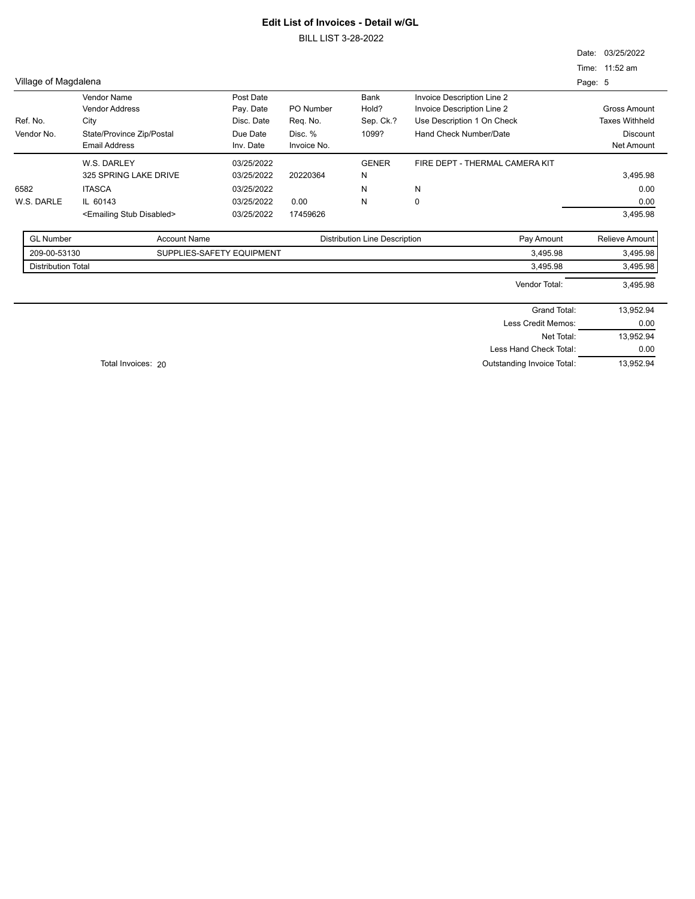# Edit List of Invoices - Detail w/GL

BILL LIST 3-28-2022

Date: 03/25/2022
Time: 11:52 am

Village of Magdalena

| Ref. No. / Vendor No. | Vendor Name / Vendor Address / City / State/Province Zip/Postal / Email Address | Post Date / Pay. Date / Disc. Date / Due Date / Inv. Date | PO Number / Req. No. / Disc. % / Invoice No. | Bank / Hold? / Sep. Ck.? / 1099? | Invoice Description Line 2 / Invoice Description Line 2 / Use Description 1 On Check / Hand Check Number/Date | Gross Amount / Taxes Withheld / Discount / Net Amount |
|---|---|---|---|---|---|---|
| | W.S. DARLEY | 03/25/2022 | | GENER | FIRE DEPT - THERMAL CAMERA KIT | |
| | 325 SPRING LAKE DRIVE | 03/25/2022 | 20220364 | N | | 3,495.98 |
| 6582 | ITASCA | 03/25/2022 | | N | N | 0.00 |
| W.S. DARLE | IL 60143 | 03/25/2022 | 0.00 | N | 0 | 0.00 |
| | <Emailing Stub Disabled> | 03/25/2022 | 17459626 | | | 3,495.98 |

| GL Number | Account Name | Distribution Line Description | Pay Amount | Relieve Amount |
|---|---|---|---|---|
| 209-00-53130 | SUPPLIES-SAFETY EQUIPMENT | | 3,495.98 | 3,495.98 |
| Distribution Total | | | 3,495.98 | 3,495.98 |

Vendor Total: 3,495.98

| | |
|---|---|
| Grand Total: | 13,952.94 |
| Less Credit Memos: | 0.00 |
| Net Total: | 13,952.94 |
| Less Hand Check Total: | 0.00 |
| Outstanding Invoice Total: | 13,952.94 |

Total Invoices: 20